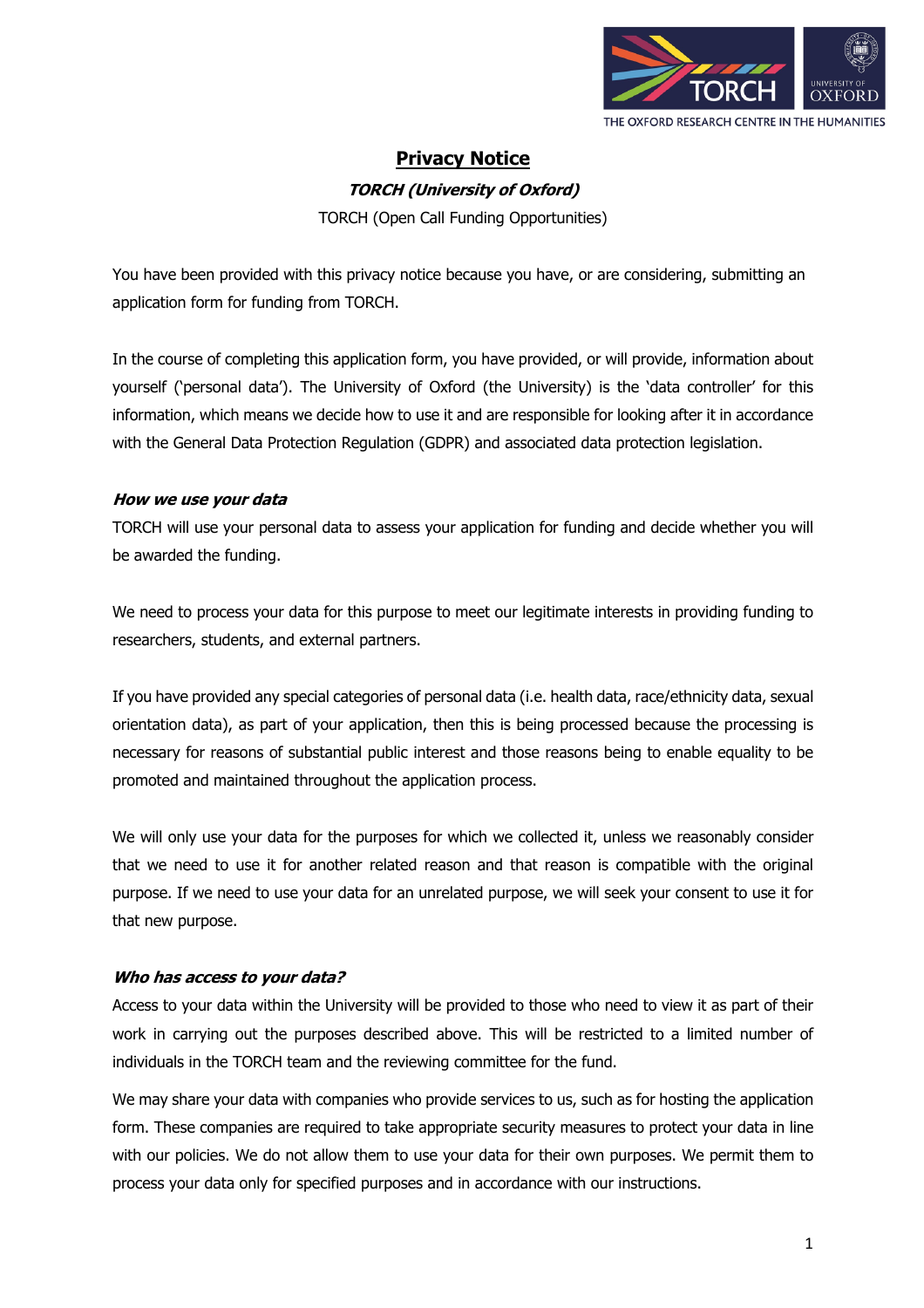# Privacy Notice

***TORCH (University of Oxford)***

TORCH (Open Call Funding Opportunities)

You have been provided with this privacy notice because you have, or are considering, submitting an application form for funding from TORCH.

In the course of completing this application form, you have provided, or will provide, information about yourself ('personal data'). The University of Oxford (the University) is the 'data controller' for this information, which means we decide how to use it and are responsible for looking after it in accordance with the General Data Protection Regulation (GDPR) and associated data protection legislation.

### *How we use your data*

TORCH will use your personal data to assess your application for funding and decide whether you will be awarded the funding.

We need to process your data for this purpose to meet our legitimate interests in providing funding to researchers, students, and external partners.

If you have provided any special categories of personal data (i.e. health data, race/ethnicity data, sexual orientation data), as part of your application, then this is being processed because the processing is necessary for reasons of substantial public interest and those reasons being to enable equality to be promoted and maintained throughout the application process.

We will only use your data for the purposes for which we collected it, unless we reasonably consider that we need to use it for another related reason and that reason is compatible with the original purpose. If we need to use your data for an unrelated purpose, we will seek your consent to use it for that new purpose.

### *Who has access to your data?*

Access to your data within the University will be provided to those who need to view it as part of their work in carrying out the purposes described above. This will be restricted to a limited number of individuals in the TORCH team and the reviewing committee for the fund.

We may share your data with companies who provide services to us, such as for hosting the application form. These companies are required to take appropriate security measures to protect your data in line with our policies. We do not allow them to use your data for their own purposes. We permit them to process your data only for specified purposes and in accordance with our instructions.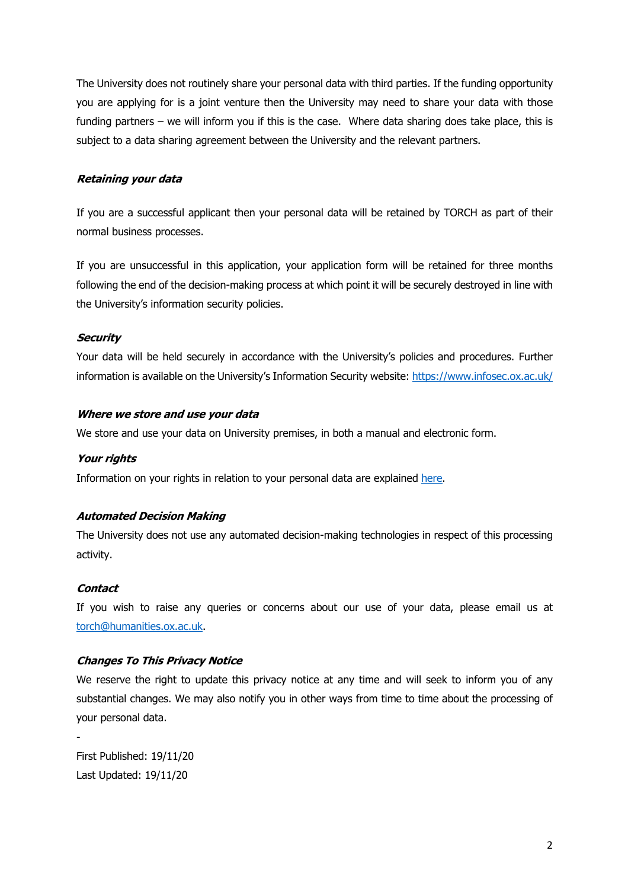The University does not routinely share your personal data with third parties. If the funding opportunity you are applying for is a joint venture then the University may need to share your data with those funding partners – we will inform you if this is the case. Where data sharing does take place, this is subject to a data sharing agreement between the University and the relevant partners.

***Retaining your data***

If you are a successful applicant then your personal data will be retained by TORCH as part of their normal business processes.

If you are unsuccessful in this application, your application form will be retained for three months following the end of the decision-making process at which point it will be securely destroyed in line with the University's information security policies.

***Security***

Your data will be held securely in accordance with the University's policies and procedures. Further information is available on the University's Information Security website: [https://www.infosec.ox.ac.uk/](https://www.infosec.ox.ac.uk/)

***Where we store and use your data***

We store and use your data on University premises, in both a manual and electronic form.

***Your rights***

Information on your rights in relation to your personal data are explained here.

***Automated Decision Making***

The University does not use any automated decision-making technologies in respect of this processing activity.

***Contact***

If you wish to raise any queries or concerns about our use of your data, please email us at torch@humanities.ox.ac.uk.

***Changes To This Privacy Notice***

We reserve the right to update this privacy notice at any time and will seek to inform you of any substantial changes. We may also notify you in other ways from time to time about the processing of your personal data.

-

First Published: 19/11/20

Last Updated: 19/11/20